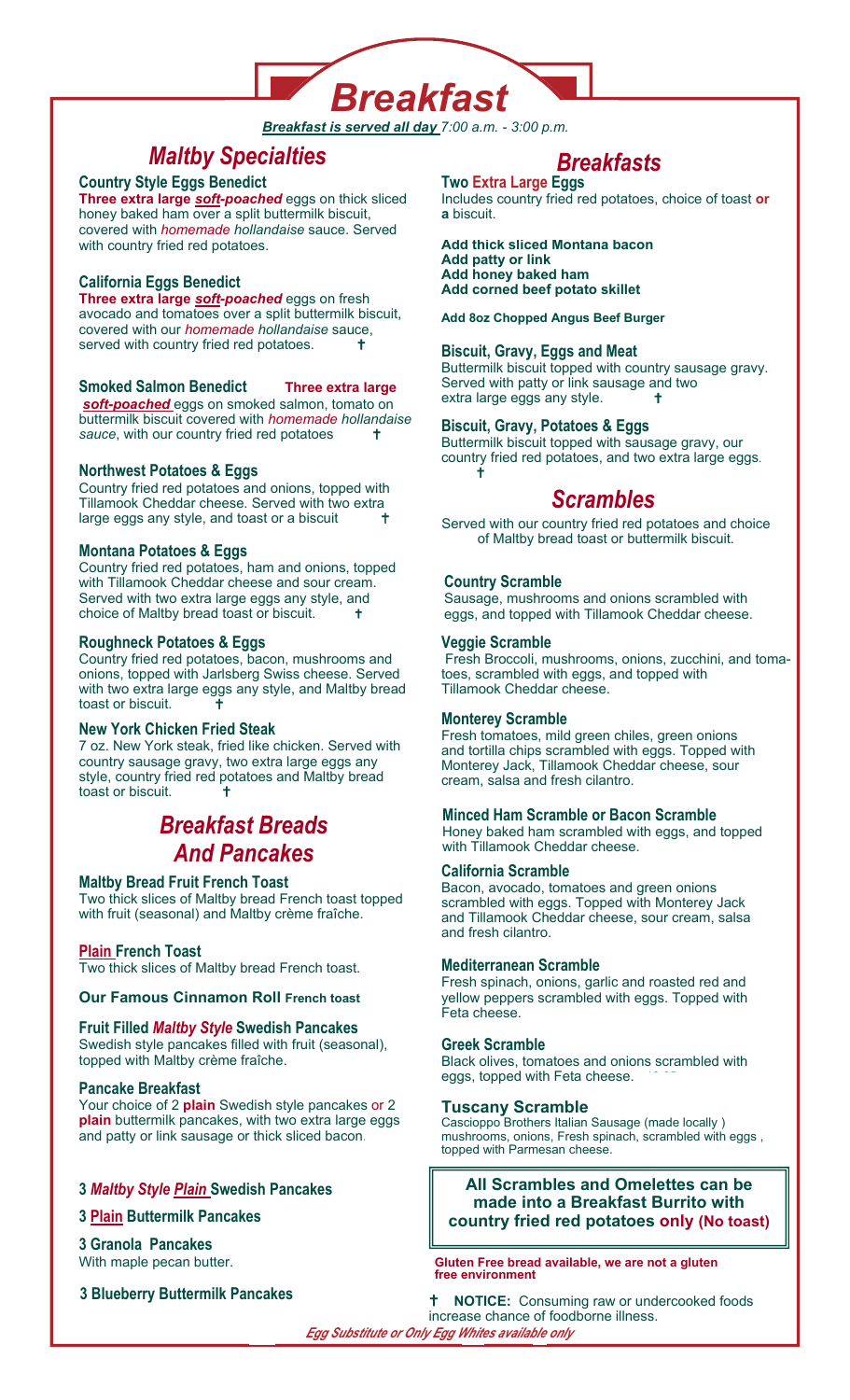# Breakfast

***Breakfast is served all day** 7:00 a.m. - 3:00 p.m.*

## *Maltby Specialties*

### Country Style Eggs Benedict

**Three extra large *soft-poached*** eggs on thick sliced honey baked ham over a split buttermilk biscuit, covered with *homemade hollandaise* sauce. Served with country fried red potatoes.

### California Eggs Benedict

**Three extra large *soft-poached*** eggs on fresh avocado and tomatoes over a split buttermilk biscuit, covered with our *homemade hollandaise* sauce, served with country fried red potatoes. †

### Smoked Salmon Benedict

**Three extra large *soft-poached*** eggs on smoked salmon, tomato on buttermilk biscuit covered with *homemade hollandaise sauce*, with our country fried red potatoes †

### Northwest Potatoes & Eggs

Country fried red potatoes and onions, topped with Tillamook Cheddar cheese. Served with two extra large eggs any style, and toast or a biscuit †

### Montana Potatoes & Eggs

Country fried red potatoes, ham and onions, topped with Tillamook Cheddar cheese and sour cream. Served with two extra large eggs any style, and choice of Maltby bread toast or biscuit. †

### Roughneck Potatoes & Eggs

Country fried red potatoes, bacon, mushrooms and onions, topped with Jarlsberg Swiss cheese. Served with two extra large eggs any style, and Maltby bread toast or biscuit. †

### New York Chicken Fried Steak

7 oz. New York steak, fried like chicken. Served with country sausage gravy, two extra large eggs any style, country fried red potatoes and Maltby bread toast or biscuit. †

## *Breakfast Breads And Pancakes*

### Maltby Bread Fruit French Toast

Two thick slices of Maltby bread French toast topped with fruit (seasonal) and Maltby crème fraîche.

### Plain French Toast

Two thick slices of Maltby bread French toast.

### Our Famous Cinnamon Roll French toast

### Fruit Filled *Maltby Style* Swedish Pancakes

Swedish style pancakes filled with fruit (seasonal), topped with Maltby crème fraîche.

### Pancake Breakfast

Your choice of 2 **plain** Swedish style pancakes or 2 **plain** buttermilk pancakes, with two extra large eggs and patty or link sausage or thick sliced bacon.

### 3 *Maltby Style Plain* Swedish Pancakes

### 3 Plain Buttermilk Pancakes

### 3 Granola Pancakes

With maple pecan butter.

### 3 Blueberry Buttermilk Pancakes

## *Breakfasts*

### Two Extra Large Eggs

Includes country fried red potatoes, choice of toast **or a** biscuit.

**Add thick sliced Montana bacon**
**Add patty or link**
**Add honey baked ham**
**Add corned beef potato skillet**

**Add 8oz Chopped Angus Beef Burger**

### Biscuit, Gravy, Eggs and Meat

Buttermilk biscuit topped with country sausage gravy. Served with patty or link sausage and two extra large eggs any style. †

### Biscuit, Gravy, Potatoes & Eggs

Buttermilk biscuit topped with sausage gravy, our country fried red potatoes, and two extra large eggs. †

## *Scrambles*

Served with our country fried red potatoes and choice of Maltby bread toast or buttermilk biscuit.

### Country Scramble

Sausage, mushrooms and onions scrambled with eggs, and topped with Tillamook Cheddar cheese.

### Veggie Scramble

Fresh Broccoli, mushrooms, onions, zucchini, and tomatoes, scrambled with eggs, and topped with Tillamook Cheddar cheese.

### Monterey Scramble

Fresh tomatoes, mild green chiles, green onions and tortilla chips scrambled with eggs. Topped with Monterey Jack, Tillamook Cheddar cheese, sour cream, salsa and fresh cilantro.

### Minced Ham Scramble or Bacon Scramble

Honey baked ham scrambled with eggs, and topped with Tillamook Cheddar cheese.

### California Scramble

Bacon, avocado, tomatoes and green onions scrambled with eggs. Topped with Monterey Jack and Tillamook Cheddar cheese, sour cream, salsa and fresh cilantro.

### Mediterranean Scramble

Fresh spinach, onions, garlic and roasted red and yellow peppers scrambled with eggs. Topped with Feta cheese.

### Greek Scramble

Black olives, tomatoes and onions scrambled with eggs, topped with Feta cheese.

### Tuscany Scramble

Cascioppo Brothers Italian Sausage (made locally ) mushrooms, onions, Fresh spinach, scrambled with eggs , topped with Parmesan cheese.

**All Scrambles and Omelettes can be made into a Breakfast Burrito with country fried red potatoes only (No toast)**

**Gluten Free bread available, we are not a gluten free environment**

† **NOTICE:** Consuming raw or undercooked foods increase chance of foodborne illness.

***Egg Substitute or Only Egg Whites available only***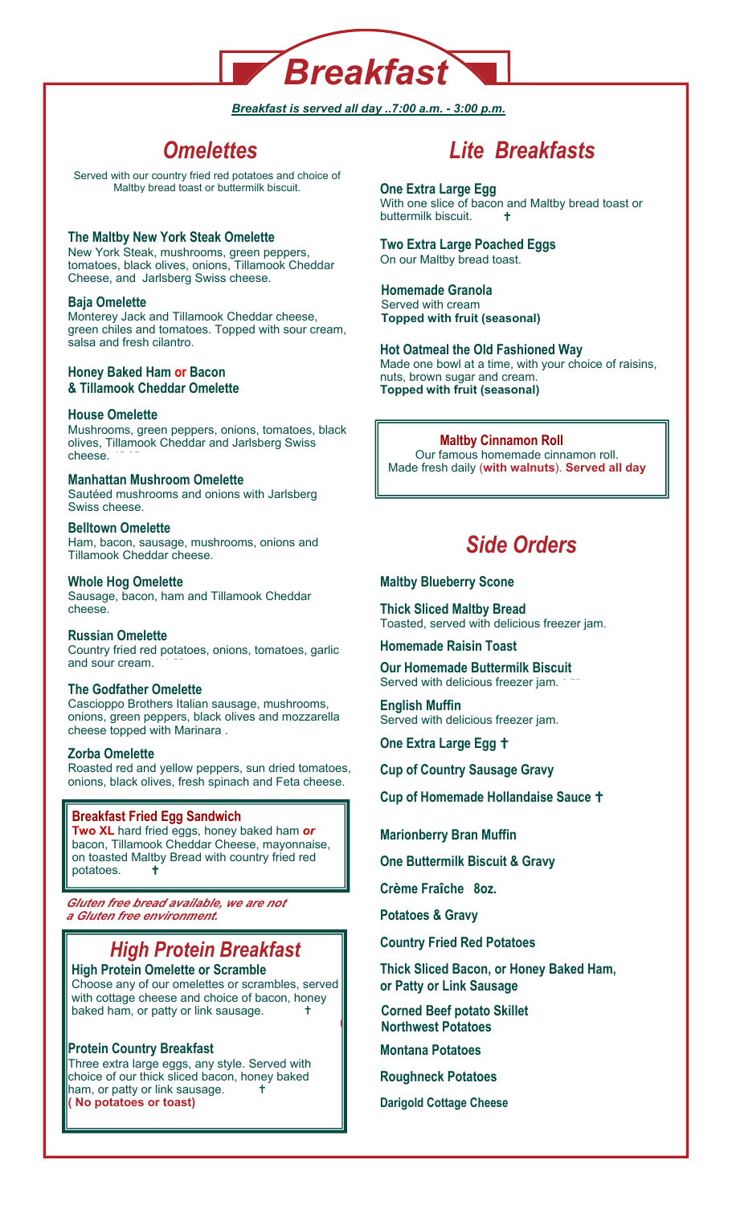# Breakfast

***Breakfast is served all day ..7:00 a.m. - 3:00 p.m.***

## *Omelettes*

Served with our country fried red potatoes and choice of Maltby bread toast or buttermilk biscuit.

**The Maltby New York Steak Omelette**
New York Steak, mushrooms, green peppers, tomatoes, black olives, onions, Tillamook Cheddar Cheese, and Jarlsberg Swiss cheese.

**Baja Omelette**
Monterey Jack and Tillamook Cheddar cheese, green chiles and tomatoes. Topped with sour cream, salsa and fresh cilantro.

**Honey Baked Ham or Bacon & Tillamook Cheddar Omelette**

**House Omelette**
Mushrooms, green peppers, onions, tomatoes, black olives, Tillamook Cheddar and Jarlsberg Swiss cheese.

**Manhattan Mushroom Omelette**
Sautéed mushrooms and onions with Jarlsberg Swiss cheese.

**Belltown Omelette**
Ham, bacon, sausage, mushrooms, onions and Tillamook Cheddar cheese.

**Whole Hog Omelette**
Sausage, bacon, ham and Tillamook Cheddar cheese.

**Russian Omelette**
Country fried red potatoes, onions, tomatoes, garlic and sour cream.

**The Godfather Omelette**
Cascioppo Brothers Italian sausage, mushrooms, onions, green peppers, black olives and mozzarella cheese topped with Marinara .

**Zorba Omelette**
Roasted red and yellow peppers, sun dried tomatoes, onions, black olives, fresh spinach and Feta cheese.

**Breakfast Fried Egg Sandwich**
**Two XL** hard fried eggs, honey baked ham ***or*** bacon, Tillamook Cheddar Cheese, mayonnaise, on toasted Maltby Bread with country fried red potatoes. †

***Gluten free bread available, we are not a Gluten free environment.***

## *High Protein Breakfast*

**High Protein Omelette or Scramble**
Choose any of our omelettes or scrambles, served with cottage cheese and choice of bacon, honey baked ham, or patty or link sausage. †

**Protein Country Breakfast**
Three extra large eggs, any style. Served with choice of our thick sliced bacon, honey baked ham, or patty or link sausage. †
**( No potatoes or toast)**

## *Lite Breakfasts*

**One Extra Large Egg**
With one slice of bacon and Maltby bread toast or buttermilk biscuit. †

**Two Extra Large Poached Eggs**
On our Maltby bread toast.

**Homemade Granola**
Served with cream
**Topped with fruit (seasonal)**

**Hot Oatmeal the Old Fashioned Way**
Made one bowl at a time, with your choice of raisins, nuts, brown sugar and cream.
**Topped with fruit (seasonal)**

**Maltby Cinnamon Roll**
Our famous homemade cinnamon roll. Made fresh daily (**with walnuts**). **Served all day**

## *Side Orders*

**Maltby Blueberry Scone**

**Thick Sliced Maltby Bread**
Toasted, served with delicious freezer jam.

**Homemade Raisin Toast**

**Our Homemade Buttermilk Biscuit**
Served with delicious freezer jam.

**English Muffin**
Served with delicious freezer jam.

**One Extra Large Egg †**

**Cup of Country Sausage Gravy**

**Cup of Homemade Hollandaise Sauce †**

**Marionberry Bran Muffin**

**One Buttermilk Biscuit & Gravy**

**Crème Fraîche 8oz.**

**Potatoes & Gravy**

**Country Fried Red Potatoes**

**Thick Sliced Bacon, or Honey Baked Ham, or Patty or Link Sausage**

**Corned Beef potato Skillet**
**Northwest Potatoes**

**Montana Potatoes**

**Roughneck Potatoes**

**Darigold Cottage Cheese**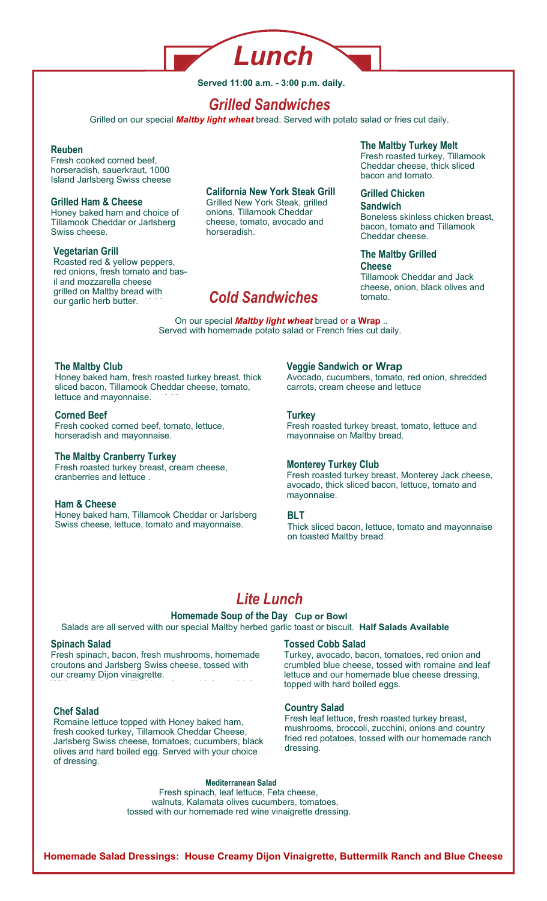# Lunch

**Served 11:00 a.m. - 3:00 p.m. daily.**

## *Grilled Sandwiches*

Grilled on our special ***Maltby light wheat*** bread. Served with potato salad or fries cut daily.

### Reuben
Fresh cooked corned beef, horseradish, sauerkraut, 1000 Island Jarlsberg Swiss cheese

### Grilled Ham & Cheese
Honey baked ham and choice of Tillamook Cheddar or Jarlsberg Swiss cheese.

### Vegetarian Grill
Roasted red & yellow peppers, red onions, fresh tomato and basil and mozzarella cheese grilled on Maltby bread with our garlic herb butter.

### California New York Steak Grill
Grilled New York Steak, grilled onions, Tillamook Cheddar cheese, tomato, avocado and horseradish.

### The Maltby Turkey Melt
Fresh roasted turkey, Tillamook Cheddar cheese, thick sliced bacon and tomato.

### Grilled Chicken Sandwich
Boneless skinless chicken breast, bacon, tomato and Tillamook Cheddar cheese.

### The Maltby Grilled Cheese
Tillamook Cheddar and Jack cheese, onion, black olives and tomato.

## *Cold Sandwiches*

On our special ***Maltby light wheat*** bread or a **Wrap** ..
Served with homemade potato salad or French fries cut daily.

### The Maltby Club
Honey baked ham, fresh roasted turkey breast, thick sliced bacon, Tillamook Cheddar cheese, tomato, lettuce and mayonnaise.

### Corned Beef
Fresh cooked corned beef, tomato, lettuce, horseradish and mayonnaise.

### The Maltby Cranberry Turkey
Fresh roasted turkey breast, cream cheese, cranberries and lettuce .

### Ham & Cheese
Honey baked ham, Tillamook Cheddar or Jarlsberg Swiss cheese, lettuce, tomato and mayonnaise.

### Veggie Sandwich or Wrap
Avocado, cucumbers, tomato, red onion, shredded carrots, cream cheese and lettuce

### Turkey
Fresh roasted turkey breast, tomato, lettuce and mayonnaise on Maltby bread.

### Monterey Turkey Club
Fresh roasted turkey breast, Monterey Jack cheese, avocado, thick sliced bacon, lettuce, tomato and mayonnaise.

### BLT
Thick sliced bacon, lettuce, tomato and mayonnaise on toasted Maltby bread.

## *Lite Lunch*

### Homemade Soup of the Day Cup or Bowl

Salads are all served with our special Maltby herbed garlic toast or biscuit. **Half Salads Available**

### Spinach Salad
Fresh spinach, bacon, fresh mushrooms, homemade croutons and Jarlsberg Swiss cheese, tossed with our creamy Dijon vinaigrette.

### Chef Salad
Romaine lettuce topped with Honey baked ham, fresh cooked turkey, Tillamook Cheddar Cheese, Jarlsberg Swiss cheese, tomatoes, cucumbers, black olives and hard boiled egg. Served with your choice of dressing.

### Tossed Cobb Salad
Turkey, avocado, bacon, tomatoes, red onion and crumbled blue cheese, tossed with romaine and leaf lettuce and our homemade blue cheese dressing, topped with hard boiled eggs.

### Country Salad
Fresh leaf lettuce, fresh roasted turkey breast, mushrooms, broccoli, zucchini, onions and country fried red potatoes, tossed with our homemade ranch dressing.

### Mediterranean Salad
Fresh spinach, leaf lettuce, Feta cheese, walnuts, Kalamata olives cucumbers, tomatoes, tossed with our homemade red wine vinaigrette dressing.

**Homemade Salad Dressings: House Creamy Dijon Vinaigrette, Buttermilk Ranch and Blue Cheese**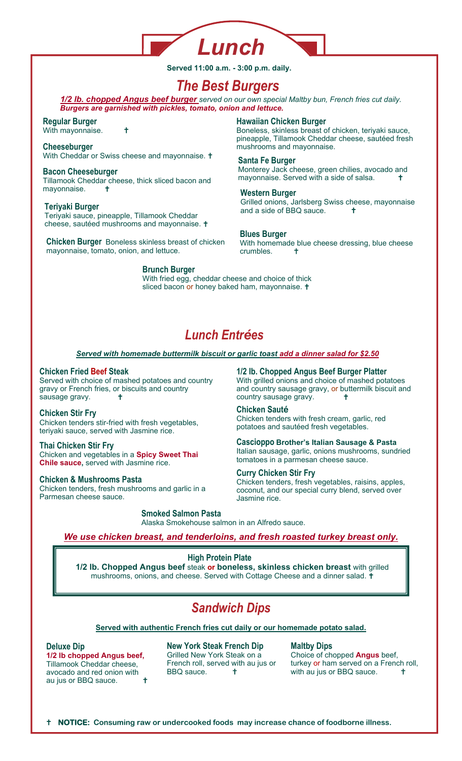# Lunch

**Served 11:00 a.m. - 3:00 p.m. daily.**

## The Best Burgers

***1/2 lb. chopped Angus beef burger*** *served on our own special Maltby bun, French fries cut daily.*
***Burgers are garnished with pickles, tomato, onion and lettuce.***

**Regular Burger**
With mayonnaise. †

**Cheeseburger**
With Cheddar or Swiss cheese and mayonnaise. †

**Bacon Cheeseburger**
Tillamook Cheddar cheese, thick sliced bacon and mayonnaise. †

**Teriyaki Burger**
Teriyaki sauce, pineapple, Tillamook Cheddar cheese, sautéed mushrooms and mayonnaise. †

**Chicken Burger** Boneless skinless breast of chicken mayonnaise, tomato, onion, and lettuce.

**Hawaiian Chicken Burger**
Boneless, skinless breast of chicken, teriyaki sauce, pineapple, Tillamook Cheddar cheese, sautéed fresh mushrooms and mayonnaise.

**Santa Fe Burger**
Monterey Jack cheese, green chilies, avocado and mayonnaise. Served with a side of salsa. †

**Western Burger**
Grilled onions, Jarlsberg Swiss cheese, mayonnaise and a side of BBQ sauce. †

**Blues Burger**
With homemade blue cheese dressing, blue cheese crumbles. †

**Brunch Burger**
With fried egg, cheddar cheese and choice of thick sliced bacon or honey baked ham, mayonnaise. †

## Lunch Entrées

***Served with homemade buttermilk biscuit or garlic toast add a dinner salad for $2.50***

**Chicken Fried Beef Steak**
Served with choice of mashed potatoes and country gravy or French fries, or biscuits and country sausage gravy. †

**Chicken Stir Fry**
Chicken tenders stir-fried with fresh vegetables, teriyaki sauce, served with Jasmine rice.

**Thai Chicken Stir Fry**
Chicken and vegetables in a **Spicy Sweet Thai Chile sauce,** served with Jasmine rice.

**Chicken & Mushrooms Pasta**
Chicken tenders, fresh mushrooms and garlic in a Parmesan cheese sauce.

**1/2 lb. Chopped Angus Beef Burger Platter**
With grilled onions and choice of mashed potatoes and country sausage gravy, or buttermilk biscuit and country sausage gravy. †

**Chicken Sauté**
Chicken tenders with fresh cream, garlic, red potatoes and sautéed fresh vegetables.

**Cascioppo Brother's Italian Sausage & Pasta**
Italian sausage, garlic, onions mushrooms, sundried tomatoes in a parmesan cheese sauce.

**Curry Chicken Stir Fry**
Chicken tenders, fresh vegetables, raisins, apples, coconut, and our special curry blend, served over Jasmine rice.

**Smoked Salmon Pasta**
Alaska Smokehouse salmon in an Alfredo sauce.

***We use chicken breast, and tenderloins, and fresh roasted turkey breast only.***

**High Protein Plate**
**1/2 lb. Chopped Angus beef** steak **or boneless, skinless chicken breast** with grilled mushrooms, onions, and cheese. Served with Cottage Cheese and a dinner salad. †

## Sandwich Dips

**Served with authentic French fries cut daily or our homemade potato salad.**

**Deluxe Dip**
**1/2 lb chopped Angus beef,** Tillamook Cheddar cheese, avocado and red onion with au jus or BBQ sauce. †

**New York Steak French Dip**
Grilled New York Steak on a French roll, served with au jus or BBQ sauce. †

**Maltby Dips**
Choice of chopped **Angus** beef, turkey or ham served on a French roll, with au jus or BBQ sauce. †

† **NOTICE: Consuming raw or undercooked foods may increase chance of foodborne illness.**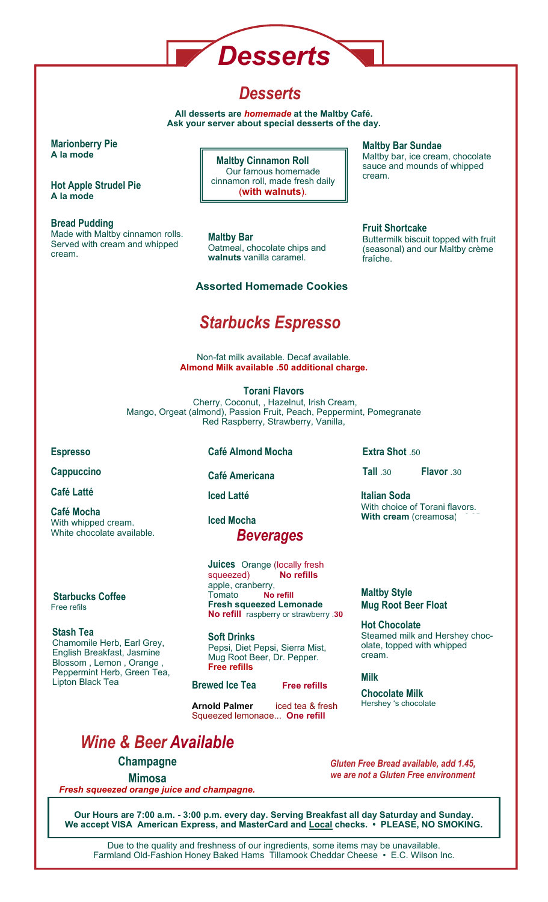# Desserts

## Desserts

**All desserts are *homemade* at the Maltby Café.**
**Ask your server about special desserts of the day.**

**Marionberry Pie**
**A la mode**

**Hot Apple Strudel Pie**
**A la mode**

**Bread Pudding**
Made with Maltby cinnamon rolls. Served with cream and whipped cream.

**Maltby Cinnamon Roll**
Our famous homemade cinnamon roll, made fresh daily (**with walnuts**).

**Maltby Bar**
Oatmeal, chocolate chips and **walnuts** vanilla caramel.

**Maltby Bar Sundae**
Maltby bar, ice cream, chocolate sauce and mounds of whipped cream.

**Fruit Shortcake**
Buttermilk biscuit topped with fruit (seasonal) and our Maltby crème fraîche.

**Assorted Homemade Cookies**

## Starbucks Espresso

Non-fat milk available. Decaf available.
**Almond Milk available .50 additional charge.**

**Torani Flavors**
Cherry, Coconut, , Hazelnut, Irish Cream, Mango, Orgeat (almond), Passion Fruit, Peach, Peppermint, Pomegranate Red Raspberry, Strawberry, Vanilla,

**Espresso**

**Cappuccino**

**Café Latté**

**Café Mocha**
With whipped cream.
White chocolate available.

**Café Almond Mocha**

**Café Americana**

**Iced Latté**

**Iced Mocha**

**Extra Shot** .50

**Tall** .30 **Flavor** .30

**Italian Soda**
With choice of Torani flavors.
**With cream** (creamosa)

## Beverages

**Starbucks Coffee**
Free refils

**Stash Tea**
Chamomile Herb, Earl Grey, English Breakfast, Jasmine Blossom , Lemon , Orange , Peppermint Herb, Green Tea, Lipton Black Tea

**Juices** Orange (locally fresh squeezed) **No refills**
apple, cranberry,
Tomato **No refill**
**Fresh squeezed Lemonade**
**No refill** raspberry or strawberry .**30**

**Soft Drinks**
Pepsi, Diet Pepsi, Sierra Mist, Mug Root Beer, Dr. Pepper.
**Free refills**

**Brewed Ice Tea** **Free refills**

**Arnold Palmer** iced tea & fresh Squeezed lemonade... **One refill**

**Maltby Style**
**Mug Root Beer Float**

**Hot Chocolate**
Steamed milk and Hershey chocolate, topped with whipped cream.

**Milk**

**Chocolate Milk**
Hershey 's chocolate

## Wine & Beer Available

**Champagne**

**Mimosa**
*Fresh squeezed orange juice and champagne.*

*Gluten Free Bread available, add 1.45, we are not a Gluten Free environment*

**Our Hours are 7:00 a.m. - 3:00 p.m. every day. Serving Breakfast all day Saturday and Sunday.**
**We accept VISA American Express, and MasterCard and Local checks. • PLEASE, NO SMOKING.**

Due to the quality and freshness of our ingredients, some items may be unavailable.
Farmland Old-Fashion Honey Baked Hams Tillamook Cheddar Cheese • E.C. Wilson Inc.